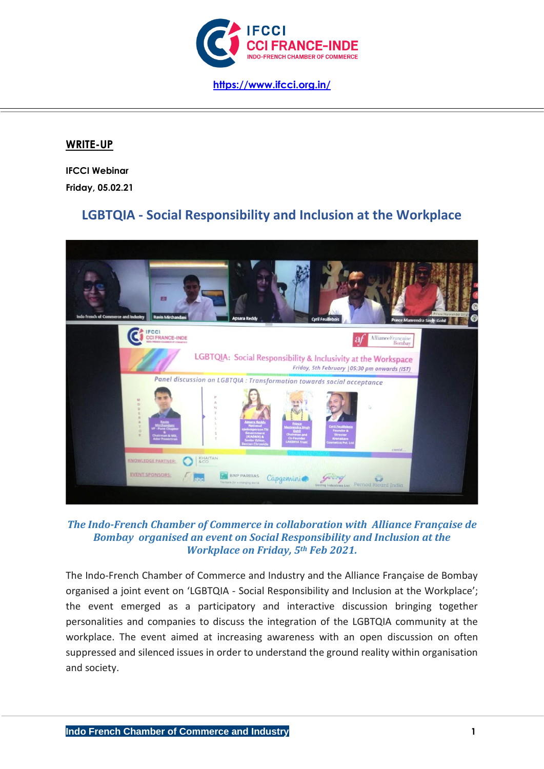https://www.ifcci.org.in/

**WRITE-UP**

**IFCCI Webinar**

**Friday, 05.02.21**

## LGBTQIA - Social Responsibility and Inclusion at the Workplace

***The Indo-French Chamber of Commerce in collaboration with Alliance Française de Bombay organised an event on Social Responsibility and Inclusion at the Workplace on Friday, 5th Feb 2021.***

The Indo-French Chamber of Commerce and Industry and the Alliance Française de Bombay organised a joint event on 'LGBTQIA - Social Responsibility and Inclusion at the Workplace'; the event emerged as a participatory and interactive discussion bringing together personalities and companies to discuss the integration of the LGBTQIA community at the workplace. The event aimed at increasing awareness with an open discussion on often suppressed and silenced issues in order to understand the ground reality within organisation and society.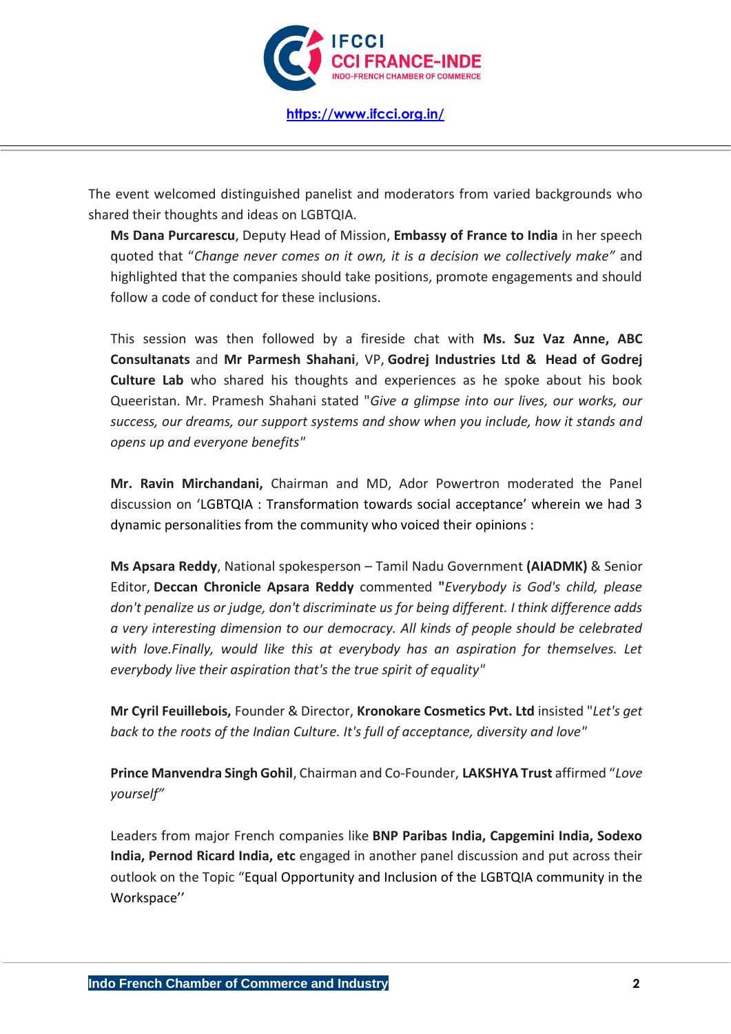The event welcomed distinguished panelist and moderators from varied backgrounds who shared their thoughts and ideas on LGBTQIA.

**Ms Dana Purcarescu**, Deputy Head of Mission, **Embassy of France to India** in her speech quoted that "*Change never comes on it own, it is a decision we collectively make"* and highlighted that the companies should take positions, promote engagements and should follow a code of conduct for these inclusions.

This session was then followed by a fireside chat with **Ms. Suz Vaz Anne, ABC Consultanats** and **Mr Parmesh Shahani**, VP, **Godrej Industries Ltd & Head of Godrej Culture Lab** who shared his thoughts and experiences as he spoke about his book Queeristan. Mr. Pramesh Shahani stated "*Give a glimpse into our lives, our works, our success, our dreams, our support systems and show when you include, how it stands and opens up and everyone benefits"*

**Mr. Ravin Mirchandani,** Chairman and MD, Ador Powertron moderated the Panel discussion on 'LGBTQIA : Transformation towards social acceptance' wherein we had 3 dynamic personalities from the community who voiced their opinions :

**Ms Apsara Reddy**, National spokesperson – Tamil Nadu Government **(AIADMK)** & Senior Editor, **Deccan Chronicle Apsara Reddy** commented **"***Everybody is God's child, please don't penalize us or judge, don't discriminate us for being different. I think difference adds a very interesting dimension to our democracy. All kinds of people should be celebrated with love.Finally, would like this at everybody has an aspiration for themselves. Let everybody live their aspiration that's the true spirit of equality"*

**Mr Cyril Feuillebois,** Founder & Director, **Kronokare Cosmetics Pvt. Ltd** insisted "*Let's get back to the roots of the Indian Culture. It's full of acceptance, diversity and love"*

**Prince Manvendra Singh Gohil**, Chairman and Co-Founder, **LAKSHYA Trust** affirmed "*Love yourself"*

Leaders from major French companies like **BNP Paribas India, Capgemini India, Sodexo India, Pernod Ricard India, etc** engaged in another panel discussion and put across their outlook on the Topic "Equal Opportunity and Inclusion of the LGBTQIA community in the Workspace''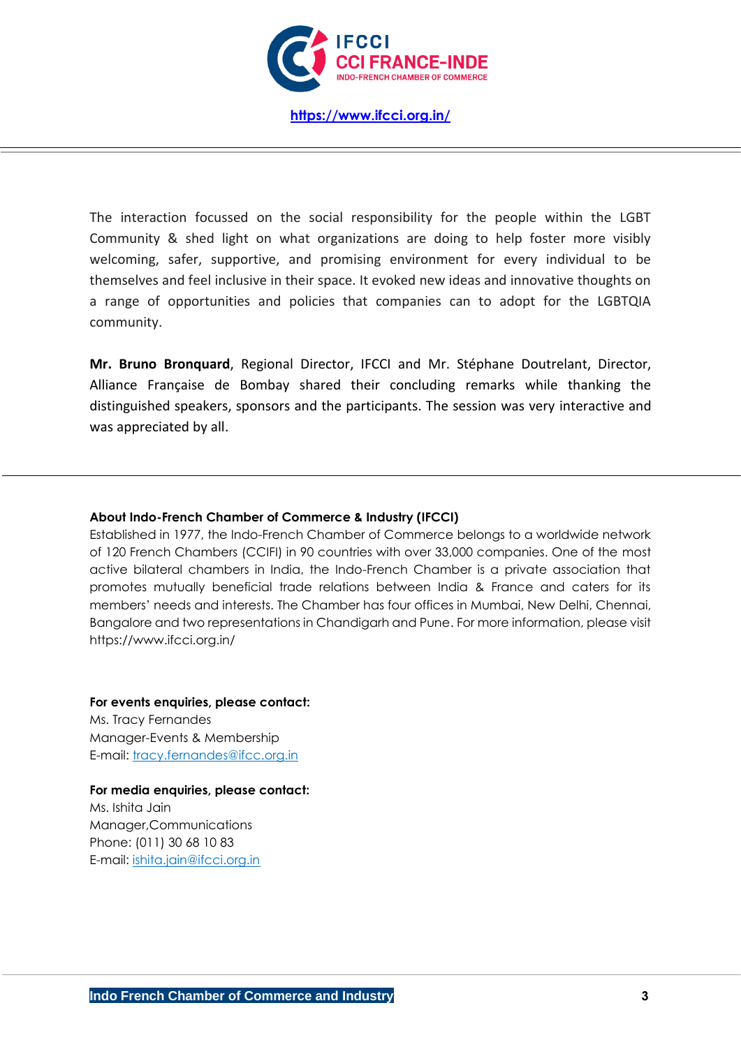The interaction focussed on the social responsibility for the people within the LGBT Community & shed light on what organizations are doing to help foster more visibly welcoming, safer, supportive, and promising environment for every individual to be themselves and feel inclusive in their space. It evoked new ideas and innovative thoughts on a range of opportunities and policies that companies can to adopt for the LGBTQIA community.

**Mr. Bruno Bronquard**, Regional Director, IFCCI and Mr. Stéphane Doutrelant, Director, Alliance Française de Bombay shared their concluding remarks while thanking the distinguished speakers, sponsors and the participants. The session was very interactive and was appreciated by all.

---

**About Indo-French Chamber of Commerce & Industry (IFCCI)**
Established in 1977, the Indo-French Chamber of Commerce belongs to a worldwide network of 120 French Chambers (CCIFI) in 90 countries with over 33,000 companies. One of the most active bilateral chambers in India, the Indo-French Chamber is a private association that promotes mutually beneficial trade relations between India & France and caters for its members' needs and interests. The Chamber has four offices in Mumbai, New Delhi, Chennai, Bangalore and two representations in Chandigarh and Pune. For more information, please visit https://www.ifcci.org.in/

**For events enquiries, please contact:**
Ms. Tracy Fernandes
Manager-Events & Membership
E-mail: tracy.fernandes@ifcc.org.in

**For media enquiries, please contact:**
Ms. Ishita Jain
Manager,Communications
Phone: (011) 30 68 10 83
E-mail: ishita.jain@ifcci.org.in